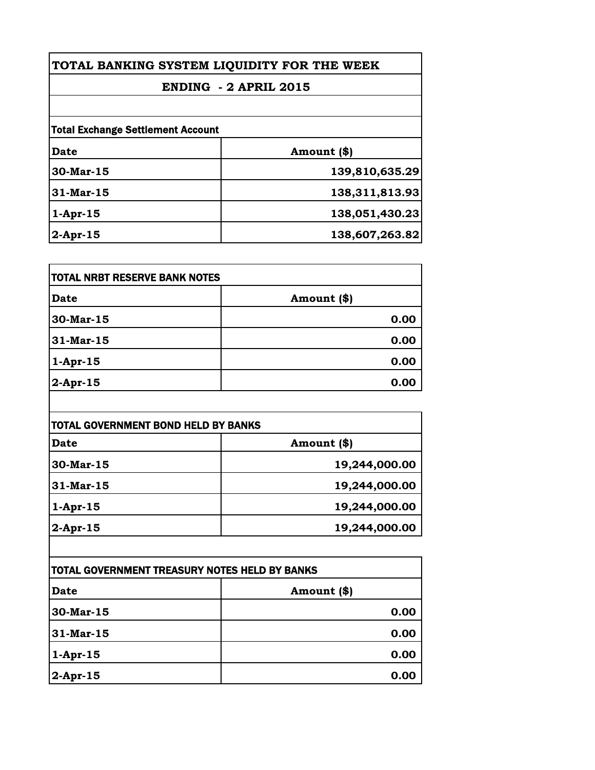# TOTAL BANKING SYSTEM LIQUIDITY FOR THE WEEK

## ENDING - 2 APRIL 2015

**Total Exchange Settlement Account**

| Date | Amount ($) |
|---|---|
| 30-Mar-15 | 139,810,635.29 |
| 31-Mar-15 | 138,311,813.93 |
| 1-Apr-15 | 138,051,430.23 |
| 2-Apr-15 | 138,607,263.82 |

**TOTAL NRBT RESERVE BANK NOTES**

| Date | Amount ($) |
|---|---|
| 30-Mar-15 | 0.00 |
| 31-Mar-15 | 0.00 |
| 1-Apr-15 | 0.00 |
| 2-Apr-15 | 0.00 |

**TOTAL GOVERNMENT BOND HELD BY BANKS**

| Date | Amount ($) |
|---|---|
| 30-Mar-15 | 19,244,000.00 |
| 31-Mar-15 | 19,244,000.00 |
| 1-Apr-15 | 19,244,000.00 |
| 2-Apr-15 | 19,244,000.00 |

**TOTAL GOVERNMENT TREASURY NOTES HELD BY BANKS**

| Date | Amount ($) |
|---|---|
| 30-Mar-15 | 0.00 |
| 31-Mar-15 | 0.00 |
| 1-Apr-15 | 0.00 |
| 2-Apr-15 | 0.00 |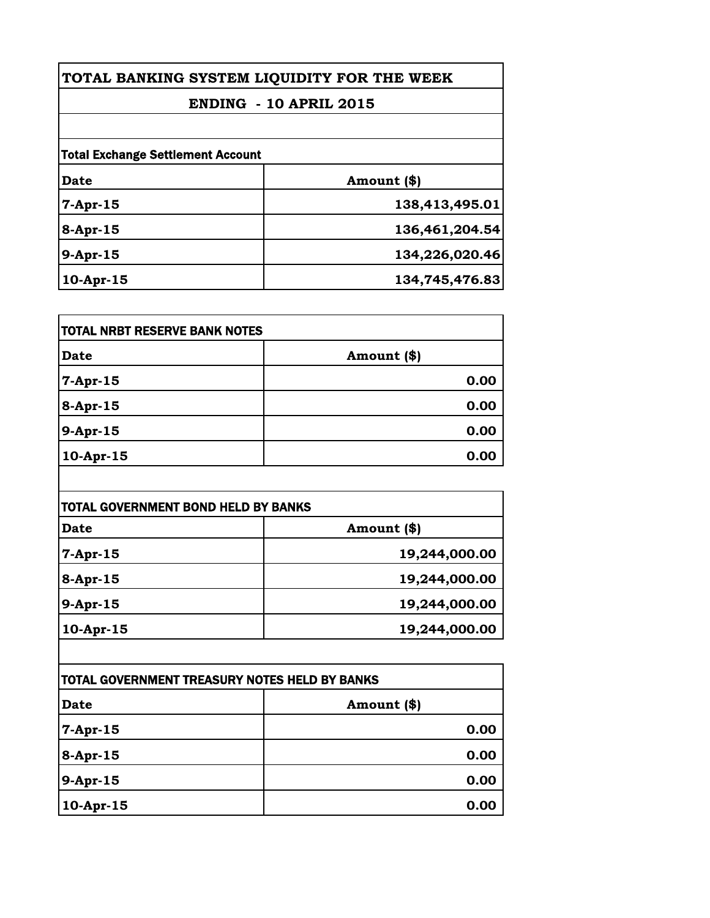# TOTAL BANKING SYSTEM LIQUIDITY FOR THE WEEK

## ENDING - 10 APRIL 2015

**Total Exchange Settlement Account**

| Date | Amount ($) |
|---|---|
| 7-Apr-15 | 138,413,495.01 |
| 8-Apr-15 | 136,461,204.54 |
| 9-Apr-15 | 134,226,020.46 |
| 10-Apr-15 | 134,745,476.83 |

**TOTAL NRBT RESERVE BANK NOTES**

| Date | Amount ($) |
|---|---|
| 7-Apr-15 | 0.00 |
| 8-Apr-15 | 0.00 |
| 9-Apr-15 | 0.00 |
| 10-Apr-15 | 0.00 |

**TOTAL GOVERNMENT BOND HELD BY BANKS**

| Date | Amount ($) |
|---|---|
| 7-Apr-15 | 19,244,000.00 |
| 8-Apr-15 | 19,244,000.00 |
| 9-Apr-15 | 19,244,000.00 |
| 10-Apr-15 | 19,244,000.00 |

**TOTAL GOVERNMENT TREASURY NOTES HELD BY BANKS**

| Date | Amount ($) |
|---|---|
| 7-Apr-15 | 0.00 |
| 8-Apr-15 | 0.00 |
| 9-Apr-15 | 0.00 |
| 10-Apr-15 | 0.00 |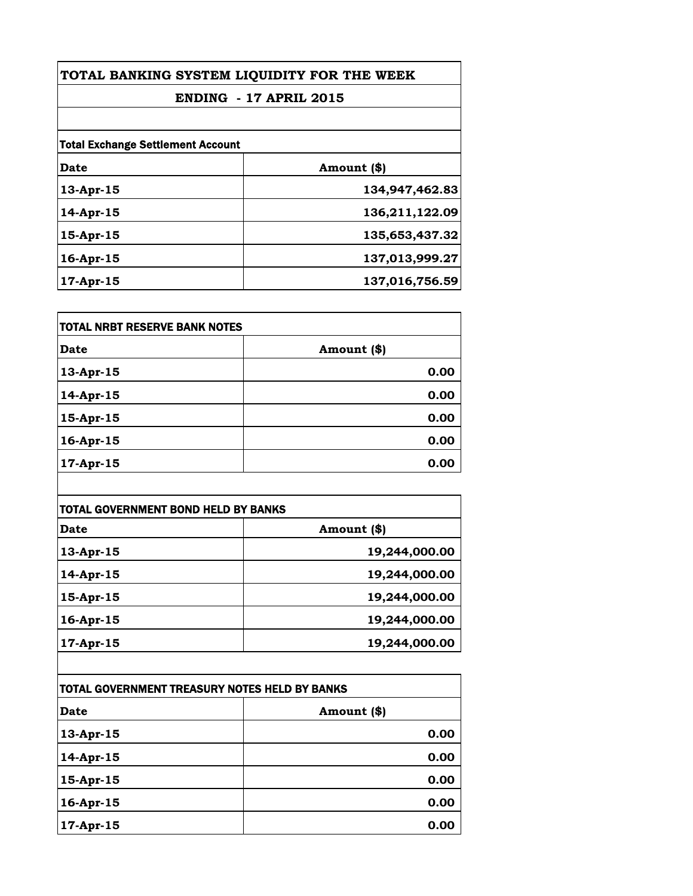# TOTAL BANKING SYSTEM LIQUIDITY FOR THE WEEK

## ENDING - 17 APRIL 2015

**Total Exchange Settlement Account**

| Date | Amount ($) |
|---|---|
| 13-Apr-15 | 134,947,462.83 |
| 14-Apr-15 | 136,211,122.09 |
| 15-Apr-15 | 135,653,437.32 |
| 16-Apr-15 | 137,013,999.27 |
| 17-Apr-15 | 137,016,756.59 |

**TOTAL NRBT RESERVE BANK NOTES**

| Date | Amount ($) |
|---|---|
| 13-Apr-15 | 0.00 |
| 14-Apr-15 | 0.00 |
| 15-Apr-15 | 0.00 |
| 16-Apr-15 | 0.00 |
| 17-Apr-15 | 0.00 |

**TOTAL GOVERNMENT BOND HELD BY BANKS**

| Date | Amount ($) |
|---|---|
| 13-Apr-15 | 19,244,000.00 |
| 14-Apr-15 | 19,244,000.00 |
| 15-Apr-15 | 19,244,000.00 |
| 16-Apr-15 | 19,244,000.00 |
| 17-Apr-15 | 19,244,000.00 |

**TOTAL GOVERNMENT TREASURY NOTES HELD BY BANKS**

| Date | Amount ($) |
|---|---|
| 13-Apr-15 | 0.00 |
| 14-Apr-15 | 0.00 |
| 15-Apr-15 | 0.00 |
| 16-Apr-15 | 0.00 |
| 17-Apr-15 | 0.00 |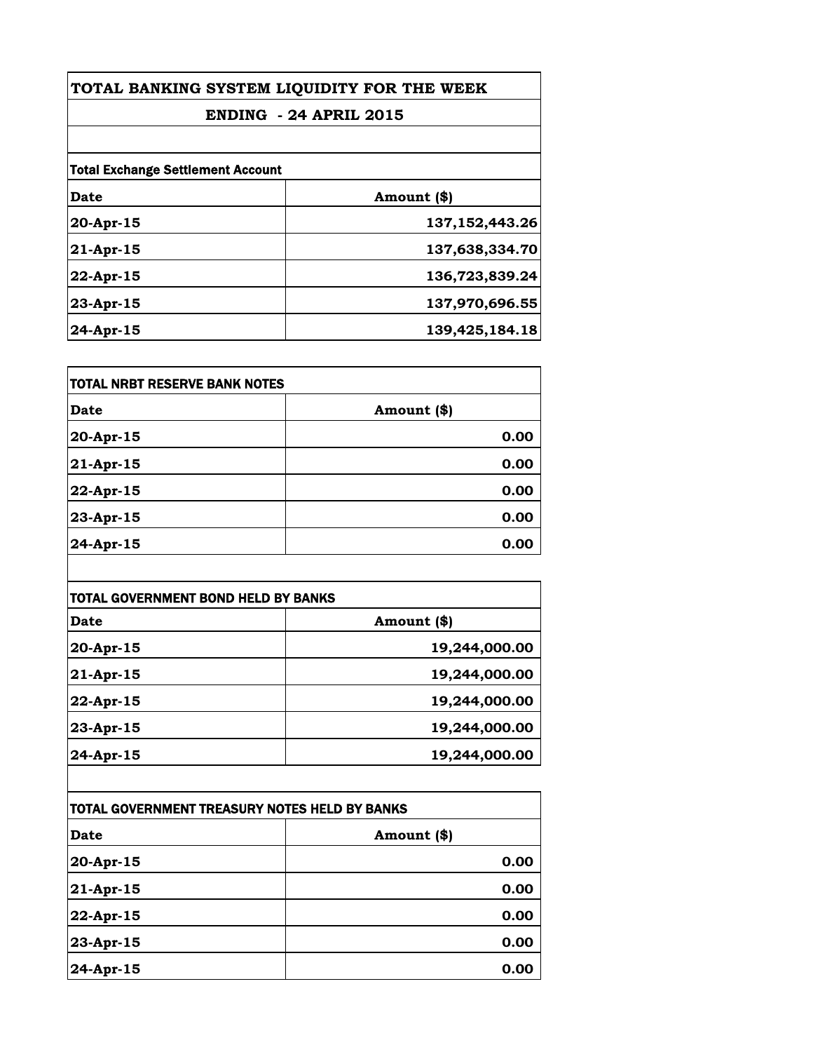# TOTAL BANKING SYSTEM LIQUIDITY FOR THE WEEK

## ENDING - 24 APRIL 2015

**Total Exchange Settlement Account**

| Date | Amount ($) |
|---|---|
| 20-Apr-15 | 137,152,443.26 |
| 21-Apr-15 | 137,638,334.70 |
| 22-Apr-15 | 136,723,839.24 |
| 23-Apr-15 | 137,970,696.55 |
| 24-Apr-15 | 139,425,184.18 |

**TOTAL NRBT RESERVE BANK NOTES**

| Date | Amount ($) |
|---|---|
| 20-Apr-15 | 0.00 |
| 21-Apr-15 | 0.00 |
| 22-Apr-15 | 0.00 |
| 23-Apr-15 | 0.00 |
| 24-Apr-15 | 0.00 |

**TOTAL GOVERNMENT BOND HELD BY BANKS**

| Date | Amount ($) |
|---|---|
| 20-Apr-15 | 19,244,000.00 |
| 21-Apr-15 | 19,244,000.00 |
| 22-Apr-15 | 19,244,000.00 |
| 23-Apr-15 | 19,244,000.00 |
| 24-Apr-15 | 19,244,000.00 |

**TOTAL GOVERNMENT TREASURY NOTES HELD BY BANKS**

| Date | Amount ($) |
|---|---|
| 20-Apr-15 | 0.00 |
| 21-Apr-15 | 0.00 |
| 22-Apr-15 | 0.00 |
| 23-Apr-15 | 0.00 |
| 24-Apr-15 | 0.00 |